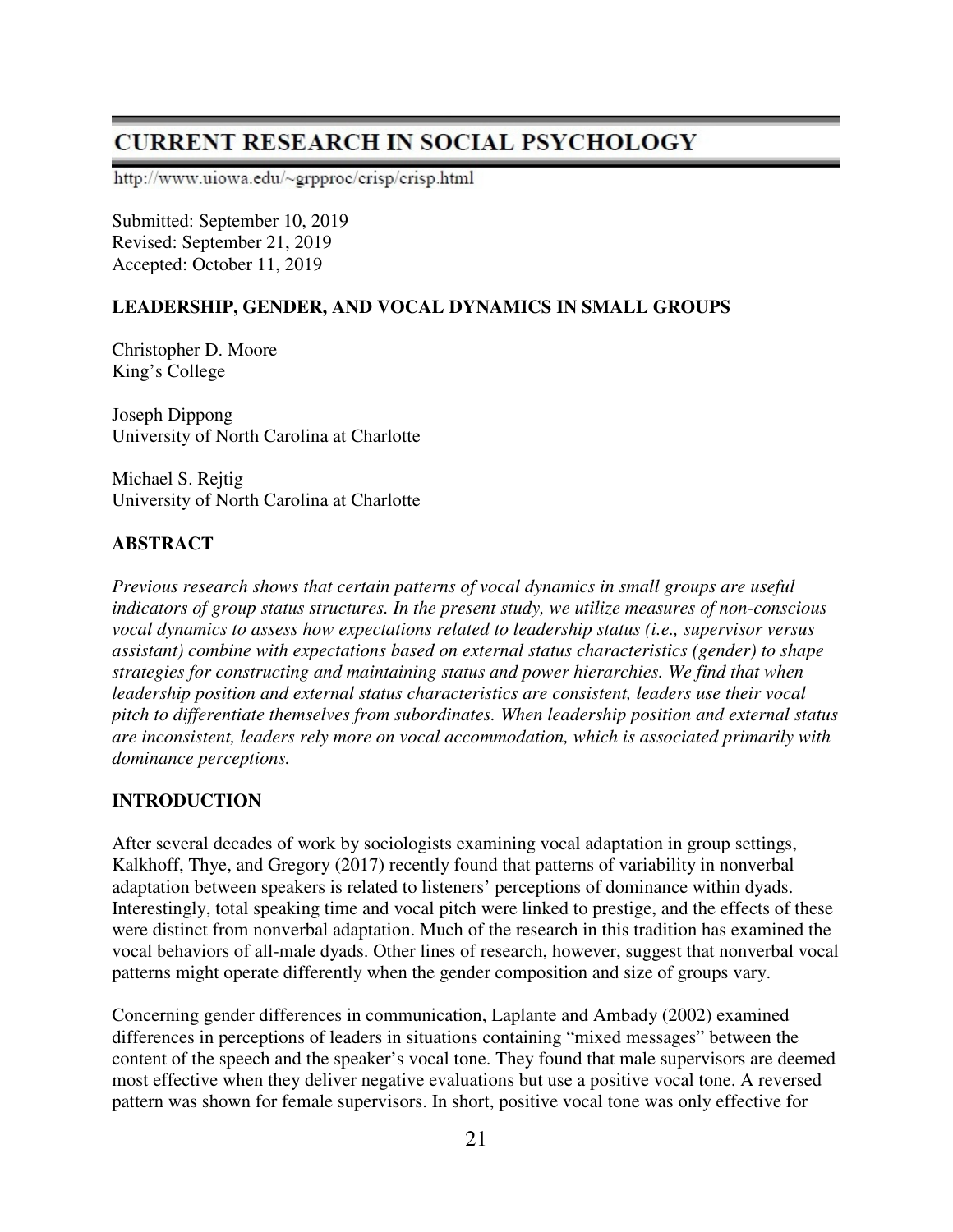# CURRENT RESEARCH IN SOCIAL PSYCHOLOGY

http://www.uiowa.edu/~grpproc/crisp/crisp.html

Submitted: September 10, 2019
Revised: September 21, 2019
Accepted: October 11, 2019

## LEADERSHIP, GENDER, AND VOCAL DYNAMICS IN SMALL GROUPS

Christopher D. Moore
King's College

Joseph Dippong
University of North Carolina at Charlotte

Michael S. Rejtig
University of North Carolina at Charlotte

## ABSTRACT

*Previous research shows that certain patterns of vocal dynamics in small groups are useful indicators of group status structures. In the present study, we utilize measures of non-conscious vocal dynamics to assess how expectations related to leadership status (i.e., supervisor versus assistant) combine with expectations based on external status characteristics (gender) to shape strategies for constructing and maintaining status and power hierarchies. We find that when leadership position and external status characteristics are consistent, leaders use their vocal pitch to differentiate themselves from subordinates. When leadership position and external status are inconsistent, leaders rely more on vocal accommodation, which is associated primarily with dominance perceptions.*

## INTRODUCTION

After several decades of work by sociologists examining vocal adaptation in group settings, Kalkhoff, Thye, and Gregory (2017) recently found that patterns of variability in nonverbal adaptation between speakers is related to listeners' perceptions of dominance within dyads. Interestingly, total speaking time and vocal pitch were linked to prestige, and the effects of these were distinct from nonverbal adaptation. Much of the research in this tradition has examined the vocal behaviors of all-male dyads. Other lines of research, however, suggest that nonverbal vocal patterns might operate differently when the gender composition and size of groups vary.

Concerning gender differences in communication, Laplante and Ambady (2002) examined differences in perceptions of leaders in situations containing "mixed messages" between the content of the speech and the speaker's vocal tone. They found that male supervisors are deemed most effective when they deliver negative evaluations but use a positive vocal tone. A reversed pattern was shown for female supervisors. In short, positive vocal tone was only effective for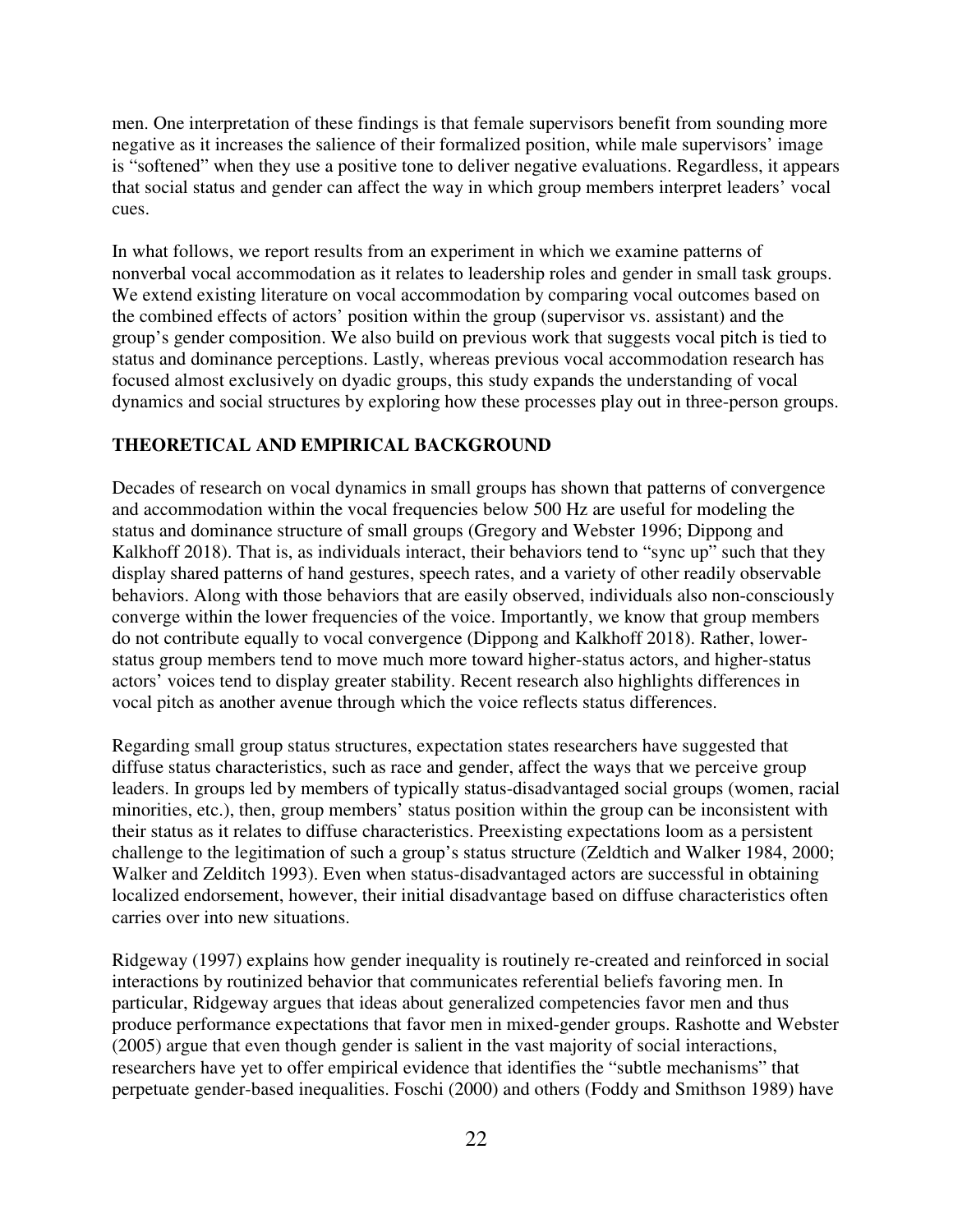men. One interpretation of these findings is that female supervisors benefit from sounding more negative as it increases the salience of their formalized position, while male supervisors' image is "softened" when they use a positive tone to deliver negative evaluations. Regardless, it appears that social status and gender can affect the way in which group members interpret leaders' vocal cues.

In what follows, we report results from an experiment in which we examine patterns of nonverbal vocal accommodation as it relates to leadership roles and gender in small task groups. We extend existing literature on vocal accommodation by comparing vocal outcomes based on the combined effects of actors' position within the group (supervisor vs. assistant) and the group's gender composition. We also build on previous work that suggests vocal pitch is tied to status and dominance perceptions. Lastly, whereas previous vocal accommodation research has focused almost exclusively on dyadic groups, this study expands the understanding of vocal dynamics and social structures by exploring how these processes play out in three-person groups.

## THEORETICAL AND EMPIRICAL BACKGROUND

Decades of research on vocal dynamics in small groups has shown that patterns of convergence and accommodation within the vocal frequencies below 500 Hz are useful for modeling the status and dominance structure of small groups (Gregory and Webster 1996; Dippong and Kalkhoff 2018). That is, as individuals interact, their behaviors tend to "sync up" such that they display shared patterns of hand gestures, speech rates, and a variety of other readily observable behaviors. Along with those behaviors that are easily observed, individuals also non-consciously converge within the lower frequencies of the voice. Importantly, we know that group members do not contribute equally to vocal convergence (Dippong and Kalkhoff 2018). Rather, lower-status group members tend to move much more toward higher-status actors, and higher-status actors' voices tend to display greater stability. Recent research also highlights differences in vocal pitch as another avenue through which the voice reflects status differences.

Regarding small group status structures, expectation states researchers have suggested that diffuse status characteristics, such as race and gender, affect the ways that we perceive group leaders. In groups led by members of typically status-disadvantaged social groups (women, racial minorities, etc.), then, group members' status position within the group can be inconsistent with their status as it relates to diffuse characteristics. Preexisting expectations loom as a persistent challenge to the legitimation of such a group's status structure (Zeldtich and Walker 1984, 2000; Walker and Zelditch 1993). Even when status-disadvantaged actors are successful in obtaining localized endorsement, however, their initial disadvantage based on diffuse characteristics often carries over into new situations.

Ridgeway (1997) explains how gender inequality is routinely re-created and reinforced in social interactions by routinized behavior that communicates referential beliefs favoring men. In particular, Ridgeway argues that ideas about generalized competencies favor men and thus produce performance expectations that favor men in mixed-gender groups. Rashotte and Webster (2005) argue that even though gender is salient in the vast majority of social interactions, researchers have yet to offer empirical evidence that identifies the "subtle mechanisms" that perpetuate gender-based inequalities. Foschi (2000) and others (Foddy and Smithson 1989) have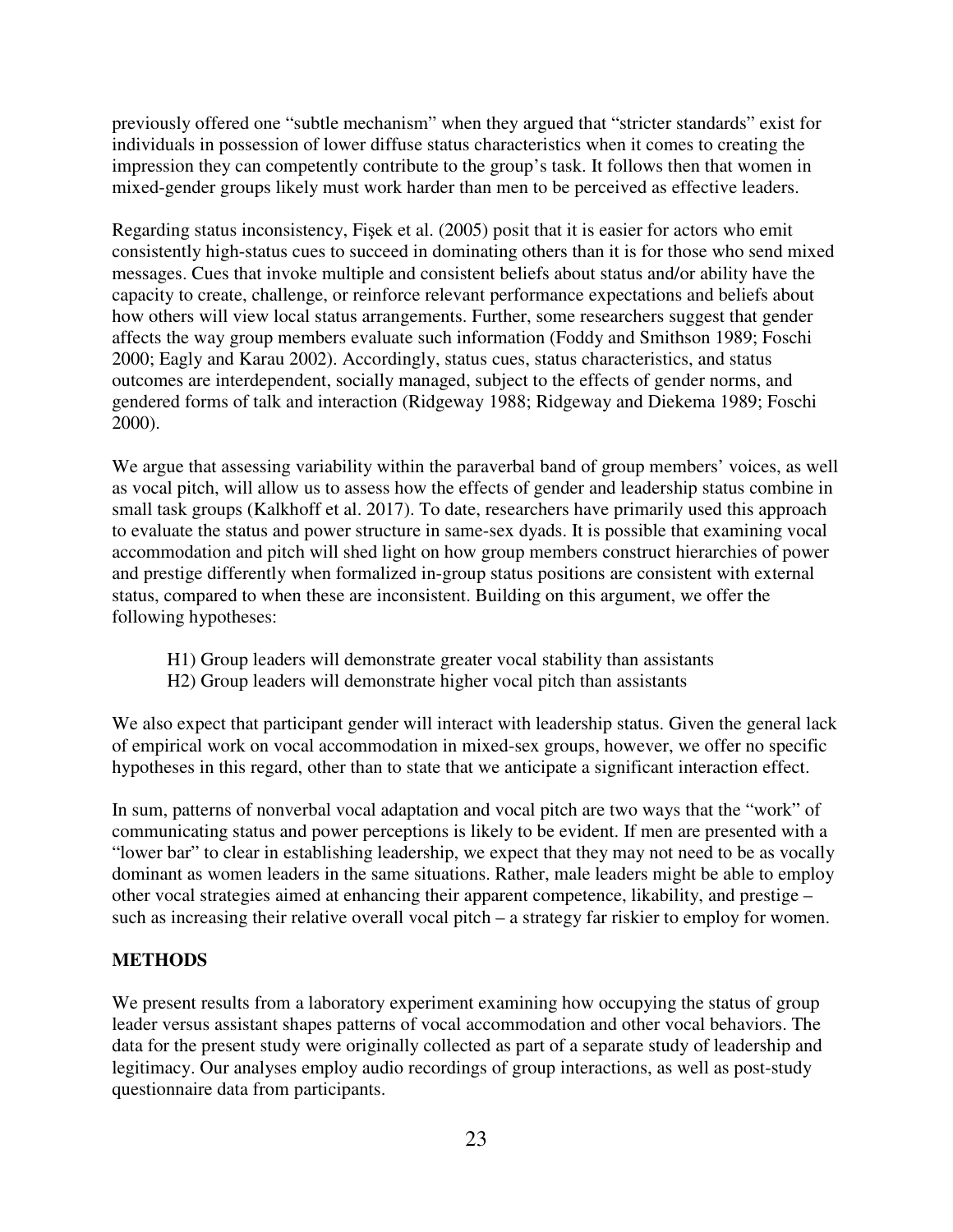previously offered one "subtle mechanism" when they argued that "stricter standards" exist for individuals in possession of lower diffuse status characteristics when it comes to creating the impression they can competently contribute to the group's task. It follows then that women in mixed-gender groups likely must work harder than men to be perceived as effective leaders.

Regarding status inconsistency, Fişek et al. (2005) posit that it is easier for actors who emit consistently high-status cues to succeed in dominating others than it is for those who send mixed messages. Cues that invoke multiple and consistent beliefs about status and/or ability have the capacity to create, challenge, or reinforce relevant performance expectations and beliefs about how others will view local status arrangements. Further, some researchers suggest that gender affects the way group members evaluate such information (Foddy and Smithson 1989; Foschi 2000; Eagly and Karau 2002). Accordingly, status cues, status characteristics, and status outcomes are interdependent, socially managed, subject to the effects of gender norms, and gendered forms of talk and interaction (Ridgeway 1988; Ridgeway and Diekema 1989; Foschi 2000).

We argue that assessing variability within the paraverbal band of group members' voices, as well as vocal pitch, will allow us to assess how the effects of gender and leadership status combine in small task groups (Kalkhoff et al. 2017). To date, researchers have primarily used this approach to evaluate the status and power structure in same-sex dyads. It is possible that examining vocal accommodation and pitch will shed light on how group members construct hierarchies of power and prestige differently when formalized in-group status positions are consistent with external status, compared to when these are inconsistent. Building on this argument, we offer the following hypotheses:

H1) Group leaders will demonstrate greater vocal stability than assistants
H2) Group leaders will demonstrate higher vocal pitch than assistants

We also expect that participant gender will interact with leadership status. Given the general lack of empirical work on vocal accommodation in mixed-sex groups, however, we offer no specific hypotheses in this regard, other than to state that we anticipate a significant interaction effect.

In sum, patterns of nonverbal vocal adaptation and vocal pitch are two ways that the "work" of communicating status and power perceptions is likely to be evident. If men are presented with a "lower bar" to clear in establishing leadership, we expect that they may not need to be as vocally dominant as women leaders in the same situations. Rather, male leaders might be able to employ other vocal strategies aimed at enhancing their apparent competence, likability, and prestige – such as increasing their relative overall vocal pitch – a strategy far riskier to employ for women.

## METHODS

We present results from a laboratory experiment examining how occupying the status of group leader versus assistant shapes patterns of vocal accommodation and other vocal behaviors. The data for the present study were originally collected as part of a separate study of leadership and legitimacy. Our analyses employ audio recordings of group interactions, as well as post-study questionnaire data from participants.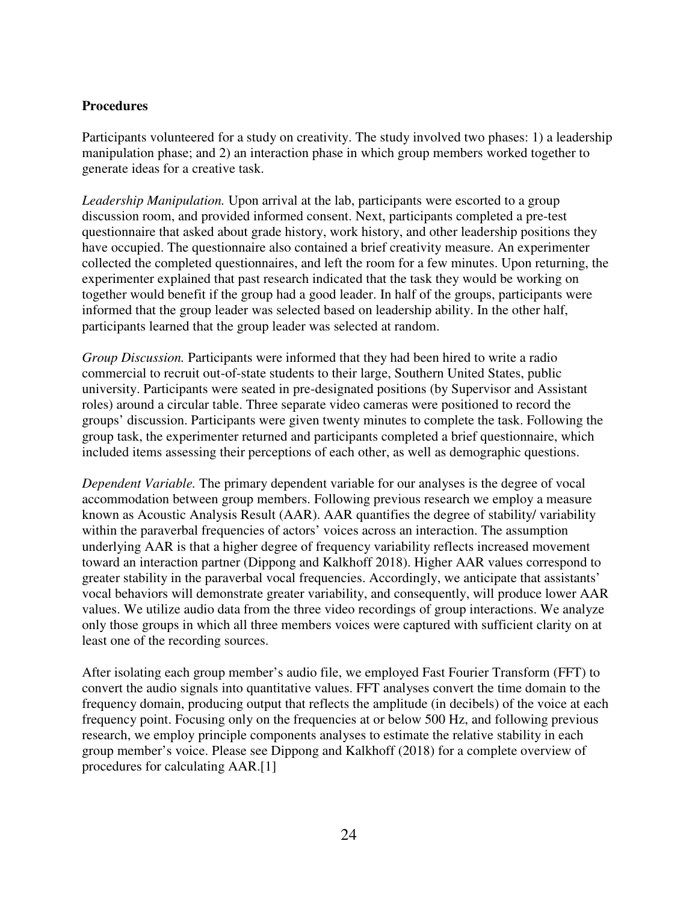**Procedures**

Participants volunteered for a study on creativity. The study involved two phases: 1) a leadership manipulation phase; and 2) an interaction phase in which group members worked together to generate ideas for a creative task.

*Leadership Manipulation.* Upon arrival at the lab, participants were escorted to a group discussion room, and provided informed consent. Next, participants completed a pre-test questionnaire that asked about grade history, work history, and other leadership positions they have occupied. The questionnaire also contained a brief creativity measure. An experimenter collected the completed questionnaires, and left the room for a few minutes. Upon returning, the experimenter explained that past research indicated that the task they would be working on together would benefit if the group had a good leader. In half of the groups, participants were informed that the group leader was selected based on leadership ability. In the other half, participants learned that the group leader was selected at random.

*Group Discussion.* Participants were informed that they had been hired to write a radio commercial to recruit out-of-state students to their large, Southern United States, public university. Participants were seated in pre-designated positions (by Supervisor and Assistant roles) around a circular table. Three separate video cameras were positioned to record the groups' discussion. Participants were given twenty minutes to complete the task. Following the group task, the experimenter returned and participants completed a brief questionnaire, which included items assessing their perceptions of each other, as well as demographic questions.

*Dependent Variable.* The primary dependent variable for our analyses is the degree of vocal accommodation between group members. Following previous research we employ a measure known as Acoustic Analysis Result (AAR). AAR quantifies the degree of stability/ variability within the paraverbal frequencies of actors' voices across an interaction. The assumption underlying AAR is that a higher degree of frequency variability reflects increased movement toward an interaction partner (Dippong and Kalkhoff 2018). Higher AAR values correspond to greater stability in the paraverbal vocal frequencies. Accordingly, we anticipate that assistants' vocal behaviors will demonstrate greater variability, and consequently, will produce lower AAR values. We utilize audio data from the three video recordings of group interactions. We analyze only those groups in which all three members voices were captured with sufficient clarity on at least one of the recording sources.

After isolating each group member's audio file, we employed Fast Fourier Transform (FFT) to convert the audio signals into quantitative values. FFT analyses convert the time domain to the frequency domain, producing output that reflects the amplitude (in decibels) of the voice at each frequency point. Focusing only on the frequencies at or below 500 Hz, and following previous research, we employ principle components analyses to estimate the relative stability in each group member's voice. Please see Dippong and Kalkhoff (2018) for a complete overview of procedures for calculating AAR.[1]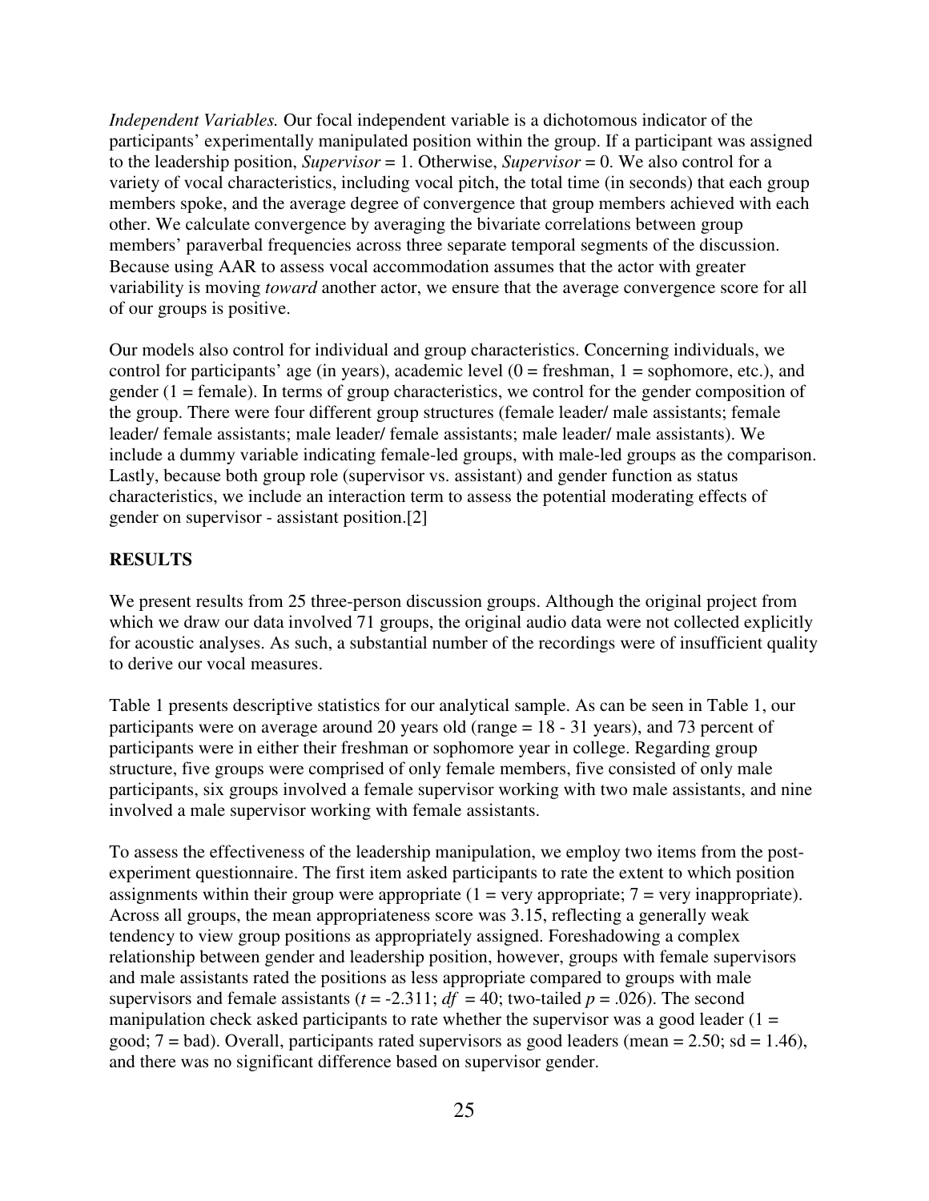*Independent Variables.* Our focal independent variable is a dichotomous indicator of the participants' experimentally manipulated position within the group. If a participant was assigned to the leadership position, *Supervisor* = 1. Otherwise, *Supervisor* = 0. We also control for a variety of vocal characteristics, including vocal pitch, the total time (in seconds) that each group members spoke, and the average degree of convergence that group members achieved with each other. We calculate convergence by averaging the bivariate correlations between group members' paraverbal frequencies across three separate temporal segments of the discussion. Because using AAR to assess vocal accommodation assumes that the actor with greater variability is moving *toward* another actor, we ensure that the average convergence score for all of our groups is positive.

Our models also control for individual and group characteristics. Concerning individuals, we control for participants' age (in years), academic level (0 = freshman, 1 = sophomore, etc.), and gender (1 = female). In terms of group characteristics, we control for the gender composition of the group. There were four different group structures (female leader/ male assistants; female leader/ female assistants; male leader/ female assistants; male leader/ male assistants). We include a dummy variable indicating female-led groups, with male-led groups as the comparison. Lastly, because both group role (supervisor vs. assistant) and gender function as status characteristics, we include an interaction term to assess the potential moderating effects of gender on supervisor - assistant position.[2]

## RESULTS

We present results from 25 three-person discussion groups. Although the original project from which we draw our data involved 71 groups, the original audio data were not collected explicitly for acoustic analyses. As such, a substantial number of the recordings were of insufficient quality to derive our vocal measures.

Table 1 presents descriptive statistics for our analytical sample. As can be seen in Table 1, our participants were on average around 20 years old (range = 18 - 31 years), and 73 percent of participants were in either their freshman or sophomore year in college. Regarding group structure, five groups were comprised of only female members, five consisted of only male participants, six groups involved a female supervisor working with two male assistants, and nine involved a male supervisor working with female assistants.

To assess the effectiveness of the leadership manipulation, we employ two items from the post-experiment questionnaire. The first item asked participants to rate the extent to which position assignments within their group were appropriate (1 = very appropriate; 7 = very inappropriate). Across all groups, the mean appropriateness score was 3.15, reflecting a generally weak tendency to view group positions as appropriately assigned. Foreshadowing a complex relationship between gender and leadership position, however, groups with female supervisors and male assistants rated the positions as less appropriate compared to groups with male supervisors and female assistants ($t = -2.311$; $df = 40$; two-tailed $p = .026$). The second manipulation check asked participants to rate whether the supervisor was a good leader (1 = good; 7 = bad). Overall, participants rated supervisors as good leaders (mean = 2.50; sd = 1.46), and there was no significant difference based on supervisor gender.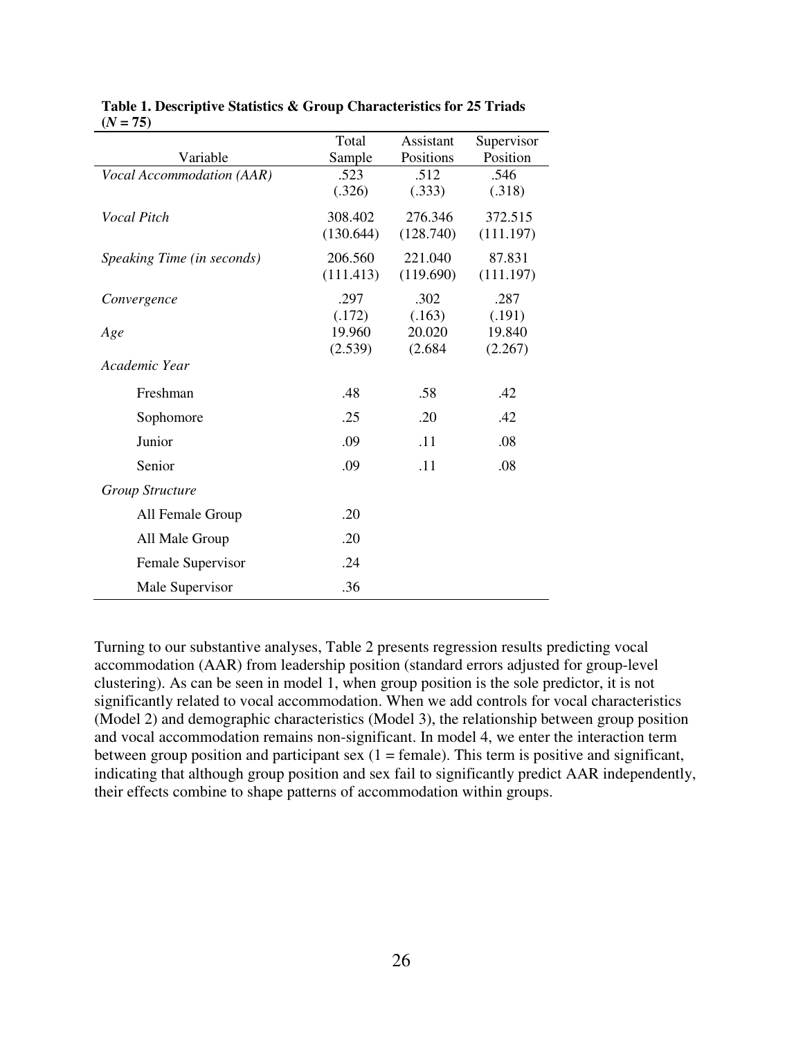**Table 1. Descriptive Statistics & Group Characteristics for 25 Triads (*N* = 75)**

| Variable | Total Sample | Assistant Positions | Supervisor Position |
|---|---|---|---|
| *Vocal Accommodation (AAR)* | .523 (.326) | .512 (.333) | .546 (.318) |
| *Vocal Pitch* | 308.402 (130.644) | 276.346 (128.740) | 372.515 (111.197) |
| *Speaking Time (in seconds)* | 206.560 (111.413) | 221.040 (119.690) | 87.831 (111.197) |
| *Convergence* | .297 (.172) | .302 (.163) | .287 (.191) |
| *Age* | 19.960 (2.539) | 20.020 (2.684 | 19.840 (2.267) |
| *Academic Year* | | | |
| Freshman | .48 | .58 | .42 |
| Sophomore | .25 | .20 | .42 |
| Junior | .09 | .11 | .08 |
| Senior | .09 | .11 | .08 |
| *Group Structure* | | | |
| All Female Group | .20 | | |
| All Male Group | .20 | | |
| Female Supervisor | .24 | | |
| Male Supervisor | .36 | | |

Turning to our substantive analyses, Table 2 presents regression results predicting vocal accommodation (AAR) from leadership position (standard errors adjusted for group-level clustering). As can be seen in model 1, when group position is the sole predictor, it is not significantly related to vocal accommodation. When we add controls for vocal characteristics (Model 2) and demographic characteristics (Model 3), the relationship between group position and vocal accommodation remains non-significant. In model 4, we enter the interaction term between group position and participant sex (1 = female). This term is positive and significant, indicating that although group position and sex fail to significantly predict AAR independently, their effects combine to shape patterns of accommodation within groups.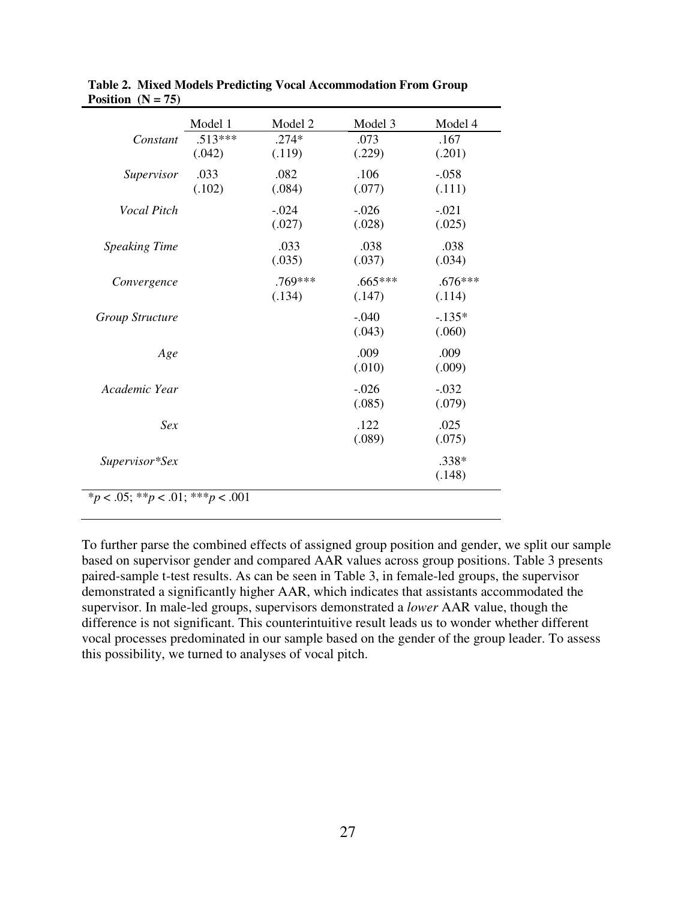**Table 2. Mixed Models Predicting Vocal Accommodation From Group Position (N = 75)**

| | Model 1 | Model 2 | Model 3 | Model 4 |
|---|---|---|---|---|
| *Constant* | .513***<br>(.042) | .274*<br>(.119) | .073<br>(.229) | .167<br>(.201) |
| *Supervisor* | .033<br>(.102) | .082<br>(.084) | .106<br>(.077) | -.058<br>(.111) |
| *Vocal Pitch* | | -.024<br>(.027) | -.026<br>(.028) | -.021<br>(.025) |
| *Speaking Time* | | .033<br>(.035) | .038<br>(.037) | .038<br>(.034) |
| *Convergence* | | .769***<br>(.134) | .665***<br>(.147) | .676***<br>(.114) |
| *Group Structure* | | | -.040<br>(.043) | -.135*<br>(.060) |
| *Age* | | | .009<br>(.010) | .009<br>(.009) |
| *Academic Year* | | | -.026<br>(.085) | -.032<br>(.079) |
| *Sex* | | | .122<br>(.089) | .025<br>(.075) |
| *Supervisor*Sex* | | | | .338*<br>(.148) |

*$p < .05$; **$p < .01$; ***$p < .001$

To further parse the combined effects of assigned group position and gender, we split our sample based on supervisor gender and compared AAR values across group positions. Table 3 presents paired-sample t-test results. As can be seen in Table 3, in female-led groups, the supervisor demonstrated a significantly higher AAR, which indicates that assistants accommodated the supervisor. In male-led groups, supervisors demonstrated a *lower* AAR value, though the difference is not significant. This counterintuitive result leads us to wonder whether different vocal processes predominated in our sample based on the gender of the group leader. To assess this possibility, we turned to analyses of vocal pitch.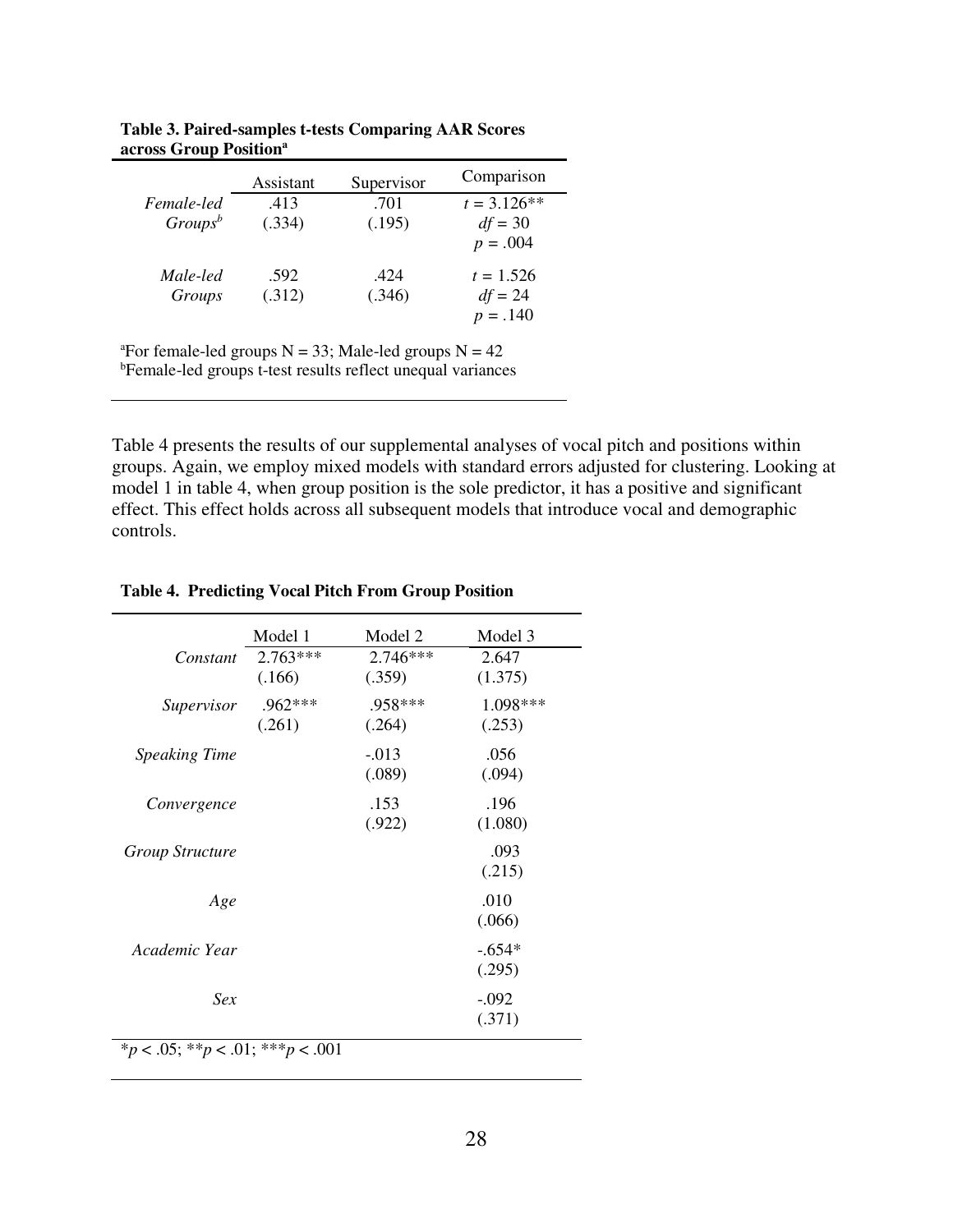**Table 3. Paired-samples t-tests Comparing AAR Scores across Group Position[a]**

| | Assistant | Supervisor | Comparison |
|---|---|---|---|
| *Female-led Groups*[b] | .413 (.334) | .701 (.195) | $t = 3.126$** $df = 30$ $p = .004$ |
| *Male-led Groups* | .592 (.312) | .424 (.346) | $t = 1.526$ $df = 24$ $p = .140$ |

[a]For female-led groups N = 33; Male-led groups N = 42
[b]Female-led groups t-test results reflect unequal variances

Table 4 presents the results of our supplemental analyses of vocal pitch and positions within groups. Again, we employ mixed models with standard errors adjusted for clustering. Looking at model 1 in table 4, when group position is the sole predictor, it has a positive and significant effect. This effect holds across all subsequent models that introduce vocal and demographic controls.

**Table 4. Predicting Vocal Pitch From Group Position**

| | Model 1 | Model 2 | Model 3 |
|---|---|---|---|
| *Constant* | 2.763*** (.166) | 2.746*** (.359) | 2.647 (1.375) |
| *Supervisor* | .962*** (.261) | .958*** (.264) | 1.098*** (.253) |
| *Speaking Time* | | -.013 (.089) | .056 (.094) |
| *Convergence* | | .153 (.922) | .196 (1.080) |
| *Group Structure* | | | .093 (.215) |
| *Age* | | | .010 (.066) |
| *Academic Year* | | | -.654* (.295) |
| *Sex* | | | -.092 (.371) |

*$p < .05$; **$p < .01$; ***$p < .001$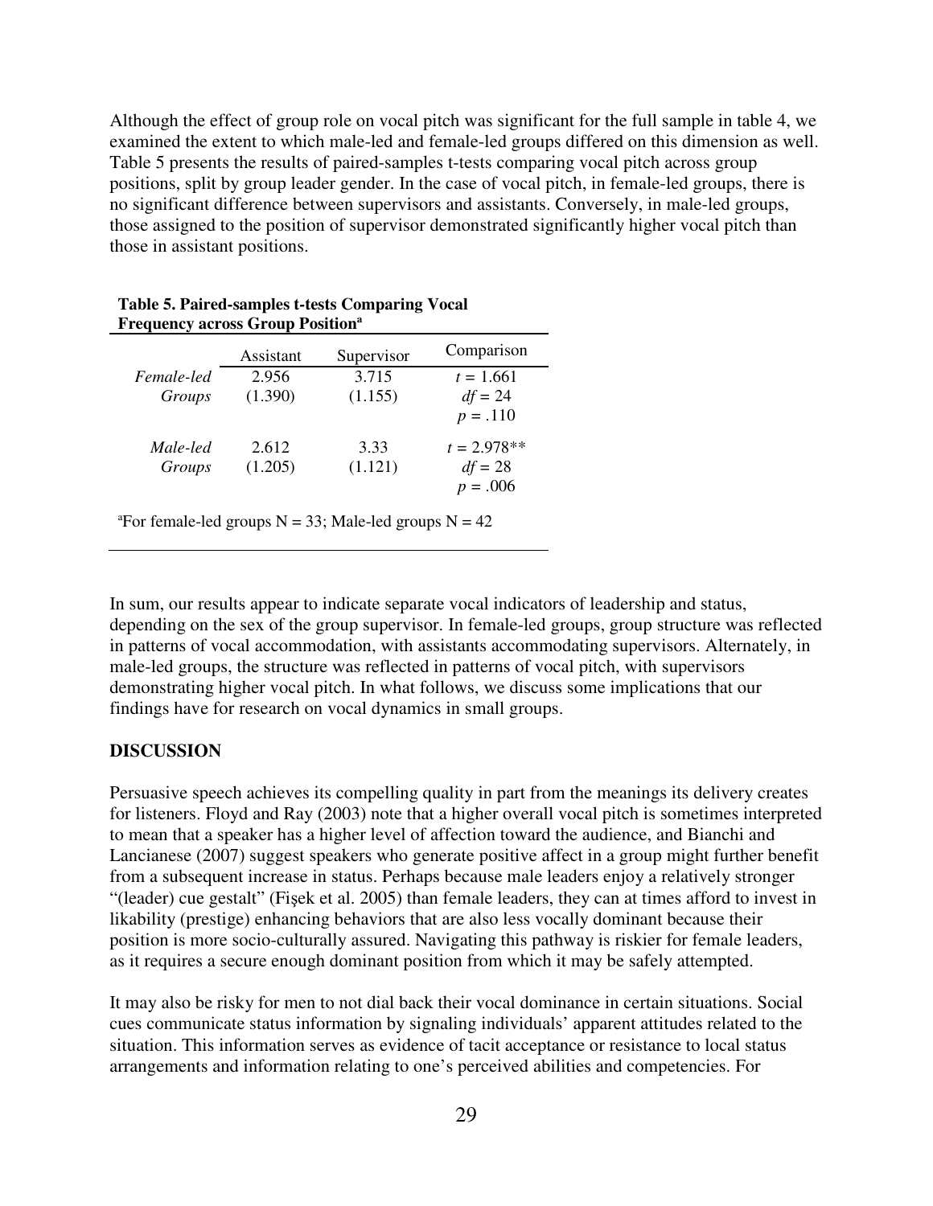Although the effect of group role on vocal pitch was significant for the full sample in table 4, we examined the extent to which male-led and female-led groups differed on this dimension as well. Table 5 presents the results of paired-samples t-tests comparing vocal pitch across group positions, split by group leader gender. In the case of vocal pitch, in female-led groups, there is no significant difference between supervisors and assistants. Conversely, in male-led groups, those assigned to the position of supervisor demonstrated significantly higher vocal pitch than those in assistant positions.

**Table 5. Paired-samples t-tests Comparing Vocal Frequency across Group Position[a]**

| | Assistant | Supervisor | Comparison |
|---|---|---|---|
| *Female-led Groups* | 2.956 (1.390) | 3.715 (1.155) | $t = 1.661$, $df = 24$, $p = .110$ |
| *Male-led Groups* | 2.612 (1.205) | 3.33 (1.121) | $t = 2.978$**, $df = 28$, $p = .006$ |

[a]For female-led groups N = 33; Male-led groups N = 42

In sum, our results appear to indicate separate vocal indicators of leadership and status, depending on the sex of the group supervisor. In female-led groups, group structure was reflected in patterns of vocal accommodation, with assistants accommodating supervisors. Alternately, in male-led groups, the structure was reflected in patterns of vocal pitch, with supervisors demonstrating higher vocal pitch. In what follows, we discuss some implications that our findings have for research on vocal dynamics in small groups.

## DISCUSSION

Persuasive speech achieves its compelling quality in part from the meanings its delivery creates for listeners. Floyd and Ray (2003) note that a higher overall vocal pitch is sometimes interpreted to mean that a speaker has a higher level of affection toward the audience, and Bianchi and Lancianese (2007) suggest speakers who generate positive affect in a group might further benefit from a subsequent increase in status. Perhaps because male leaders enjoy a relatively stronger "(leader) cue gestalt" (Fişek et al. 2005) than female leaders, they can at times afford to invest in likability (prestige) enhancing behaviors that are also less vocally dominant because their position is more socio-culturally assured. Navigating this pathway is riskier for female leaders, as it requires a secure enough dominant position from which it may be safely attempted.

It may also be risky for men to not dial back their vocal dominance in certain situations. Social cues communicate status information by signaling individuals' apparent attitudes related to the situation. This information serves as evidence of tacit acceptance or resistance to local status arrangements and information relating to one's perceived abilities and competencies. For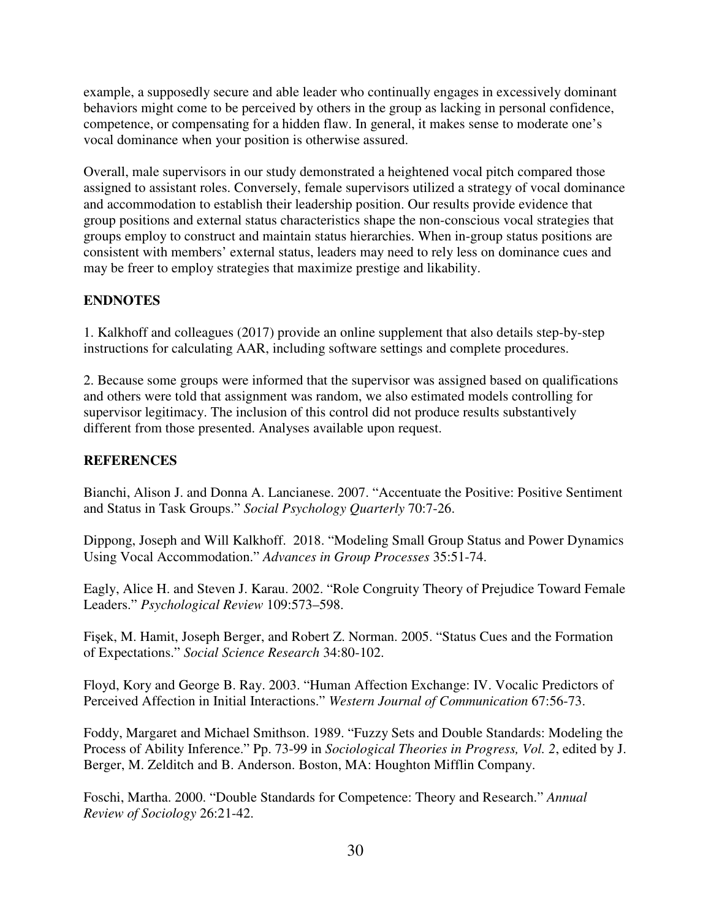example, a supposedly secure and able leader who continually engages in excessively dominant behaviors might come to be perceived by others in the group as lacking in personal confidence, competence, or compensating for a hidden flaw. In general, it makes sense to moderate one's vocal dominance when your position is otherwise assured.

Overall, male supervisors in our study demonstrated a heightened vocal pitch compared those assigned to assistant roles. Conversely, female supervisors utilized a strategy of vocal dominance and accommodation to establish their leadership position. Our results provide evidence that group positions and external status characteristics shape the non-conscious vocal strategies that groups employ to construct and maintain status hierarchies. When in-group status positions are consistent with members' external status, leaders may need to rely less on dominance cues and may be freer to employ strategies that maximize prestige and likability.

## ENDNOTES

1. Kalkhoff and colleagues (2017) provide an online supplement that also details step-by-step instructions for calculating AAR, including software settings and complete procedures.

2. Because some groups were informed that the supervisor was assigned based on qualifications and others were told that assignment was random, we also estimated models controlling for supervisor legitimacy. The inclusion of this control did not produce results substantively different from those presented. Analyses available upon request.

## REFERENCES

Bianchi, Alison J. and Donna A. Lancianese. 2007. "Accentuate the Positive: Positive Sentiment and Status in Task Groups." *Social Psychology Quarterly* 70:7-26.

Dippong, Joseph and Will Kalkhoff. 2018. "Modeling Small Group Status and Power Dynamics Using Vocal Accommodation." *Advances in Group Processes* 35:51-74.

Eagly, Alice H. and Steven J. Karau. 2002. "Role Congruity Theory of Prejudice Toward Female Leaders." *Psychological Review* 109:573–598.

Fişek, M. Hamit, Joseph Berger, and Robert Z. Norman. 2005. "Status Cues and the Formation of Expectations." *Social Science Research* 34:80-102.

Floyd, Kory and George B. Ray. 2003. "Human Affection Exchange: IV. Vocalic Predictors of Perceived Affection in Initial Interactions." *Western Journal of Communication* 67:56-73.

Foddy, Margaret and Michael Smithson. 1989. "Fuzzy Sets and Double Standards: Modeling the Process of Ability Inference." Pp. 73-99 in *Sociological Theories in Progress, Vol. 2*, edited by J. Berger, M. Zelditch and B. Anderson. Boston, MA: Houghton Mifflin Company.

Foschi, Martha. 2000. "Double Standards for Competence: Theory and Research." *Annual Review of Sociology* 26:21-42.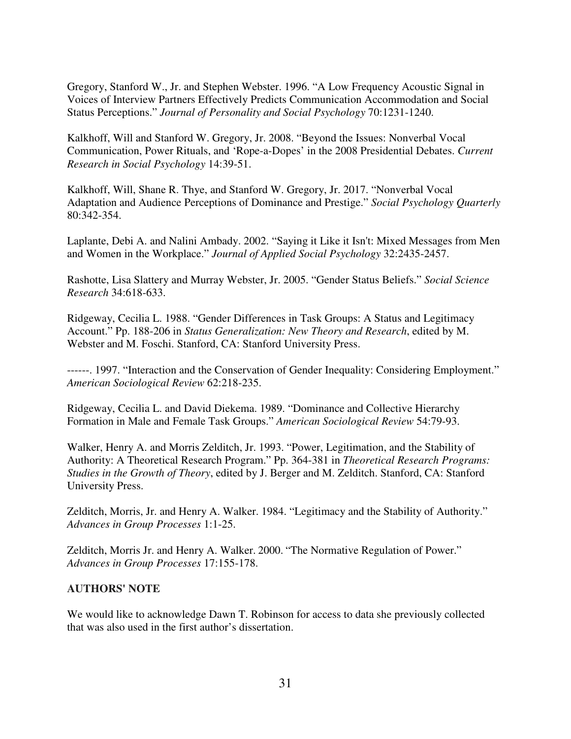Gregory, Stanford W., Jr. and Stephen Webster. 1996. "A Low Frequency Acoustic Signal in Voices of Interview Partners Effectively Predicts Communication Accommodation and Social Status Perceptions." *Journal of Personality and Social Psychology* 70:1231-1240.

Kalkhoff, Will and Stanford W. Gregory, Jr. 2008. "Beyond the Issues: Nonverbal Vocal Communication, Power Rituals, and 'Rope-a-Dopes' in the 2008 Presidential Debates. *Current Research in Social Psychology* 14:39-51.

Kalkhoff, Will, Shane R. Thye, and Stanford W. Gregory, Jr. 2017. "Nonverbal Vocal Adaptation and Audience Perceptions of Dominance and Prestige." *Social Psychology Quarterly* 80:342-354.

Laplante, Debi A. and Nalini Ambady. 2002. "Saying it Like it Isn't: Mixed Messages from Men and Women in the Workplace." *Journal of Applied Social Psychology* 32:2435-2457.

Rashotte, Lisa Slattery and Murray Webster, Jr. 2005. "Gender Status Beliefs." *Social Science Research* 34:618-633.

Ridgeway, Cecilia L. 1988. "Gender Differences in Task Groups: A Status and Legitimacy Account." Pp. 188-206 in *Status Generalization: New Theory and Research*, edited by M. Webster and M. Foschi. Stanford, CA: Stanford University Press.

------. 1997. "Interaction and the Conservation of Gender Inequality: Considering Employment." *American Sociological Review* 62:218-235.

Ridgeway, Cecilia L. and David Diekema. 1989. "Dominance and Collective Hierarchy Formation in Male and Female Task Groups." *American Sociological Review* 54:79-93.

Walker, Henry A. and Morris Zelditch, Jr. 1993. "Power, Legitimation, and the Stability of Authority: A Theoretical Research Program." Pp. 364-381 in *Theoretical Research Programs: Studies in the Growth of Theory*, edited by J. Berger and M. Zelditch. Stanford, CA: Stanford University Press.

Zelditch, Morris, Jr. and Henry A. Walker. 1984. "Legitimacy and the Stability of Authority." *Advances in Group Processes* 1:1-25.

Zelditch, Morris Jr. and Henry A. Walker. 2000. "The Normative Regulation of Power." *Advances in Group Processes* 17:155-178.

**AUTHORS' NOTE**

We would like to acknowledge Dawn T. Robinson for access to data she previously collected that was also used in the first author's dissertation.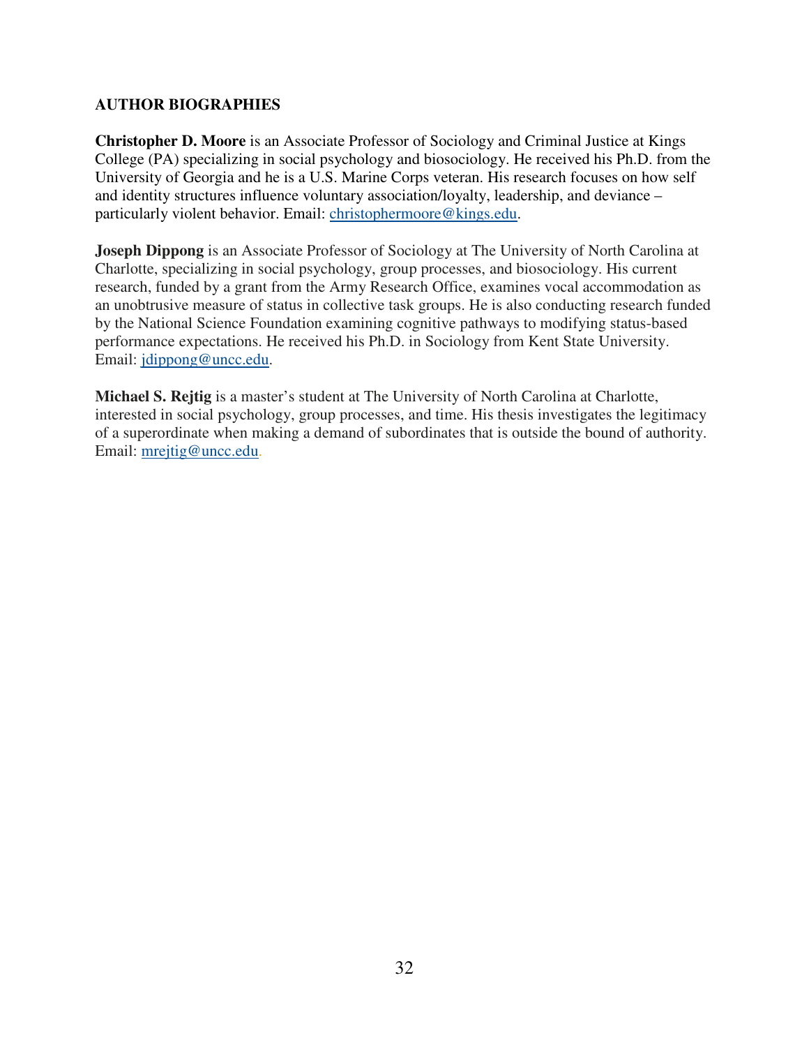## AUTHOR BIOGRAPHIES

**Christopher D. Moore** is an Associate Professor of Sociology and Criminal Justice at Kings College (PA) specializing in social psychology and biosociology. He received his Ph.D. from the University of Georgia and he is a U.S. Marine Corps veteran. His research focuses on how self and identity structures influence voluntary association/loyalty, leadership, and deviance – particularly violent behavior. Email: christophermoore@kings.edu.

**Joseph Dippong** is an Associate Professor of Sociology at The University of North Carolina at Charlotte, specializing in social psychology, group processes, and biosociology. His current research, funded by a grant from the Army Research Office, examines vocal accommodation as an unobtrusive measure of status in collective task groups. He is also conducting research funded by the National Science Foundation examining cognitive pathways to modifying status-based performance expectations. He received his Ph.D. in Sociology from Kent State University. Email: jdippong@uncc.edu.

**Michael S. Rejtig** is a master's student at The University of North Carolina at Charlotte, interested in social psychology, group processes, and time. His thesis investigates the legitimacy of a superordinate when making a demand of subordinates that is outside the bound of authority. Email: mrejtig@uncc.edu.